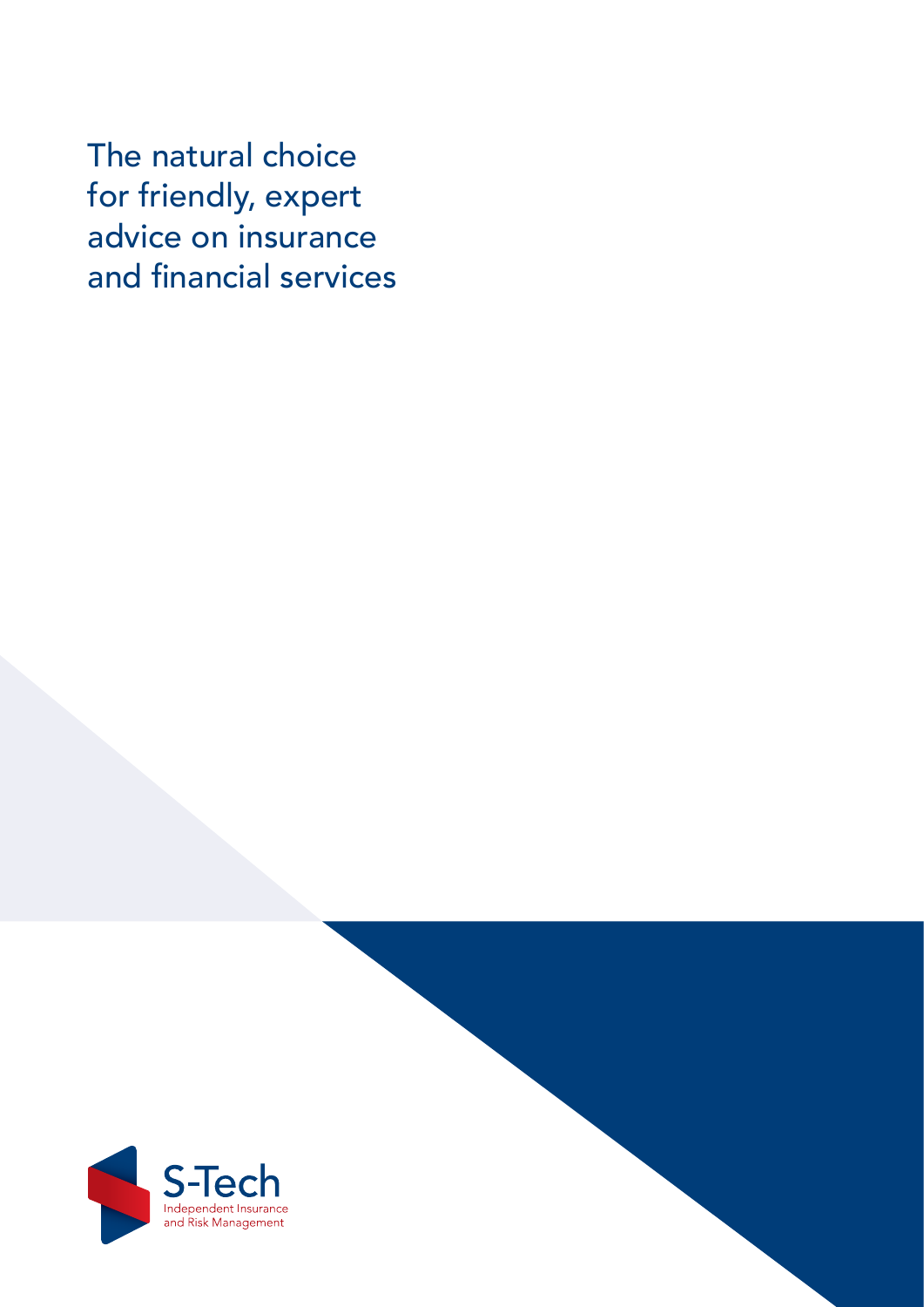# The natural choice for friendly, expert advice on insurance and financial services

S-Tech

Independent Insurance and Risk Management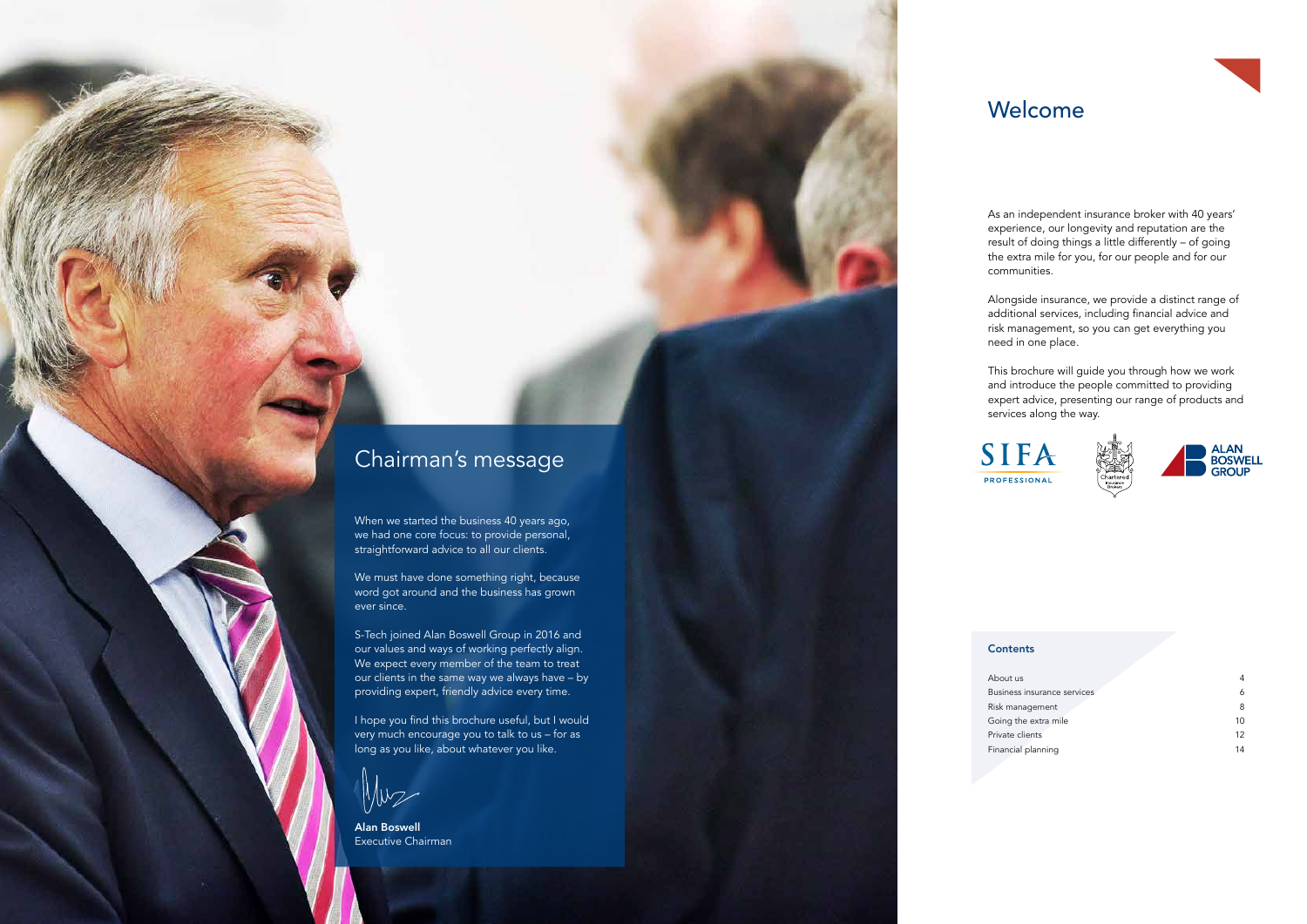## Chairman's message

When we started the business 40 years ago, we had one core focus: to provide personal, straightforward advice to all our clients.

We must have done something right, because word got around and the business has grown ever since.

S-Tech joined Alan Boswell Group in 2016 and our values and ways of working perfectly align. We expect every member of the team to treat our clients in the same way we always have – by providing expert, friendly advice every time.

I hope you find this brochure useful, but I would very much encourage you to talk to us – for as long as you like, about whatever you like.

**Alan Boswell**
Executive Chairman

## Welcome

As an independent insurance broker with 40 years' experience, our longevity and reputation are the result of doing things a little differently – of going the extra mile for you, for our people and for our communities.

Alongside insurance, we provide a distinct range of additional services, including financial advice and risk management, so you can get everything you need in one place.

This brochure will guide you through how we work and introduce the people committed to providing expert advice, presenting our range of products and services along the way.

SIFA PROFESSIONAL

Chartered Insurance Brokers

ALAN BOSWELL GROUP

### Contents

| | |
|---|---|
| About us | 4 |
| Business insurance services | 6 |
| Risk management | 8 |
| Going the extra mile | 10 |
| Private clients | 12 |
| Financial planning | 14 |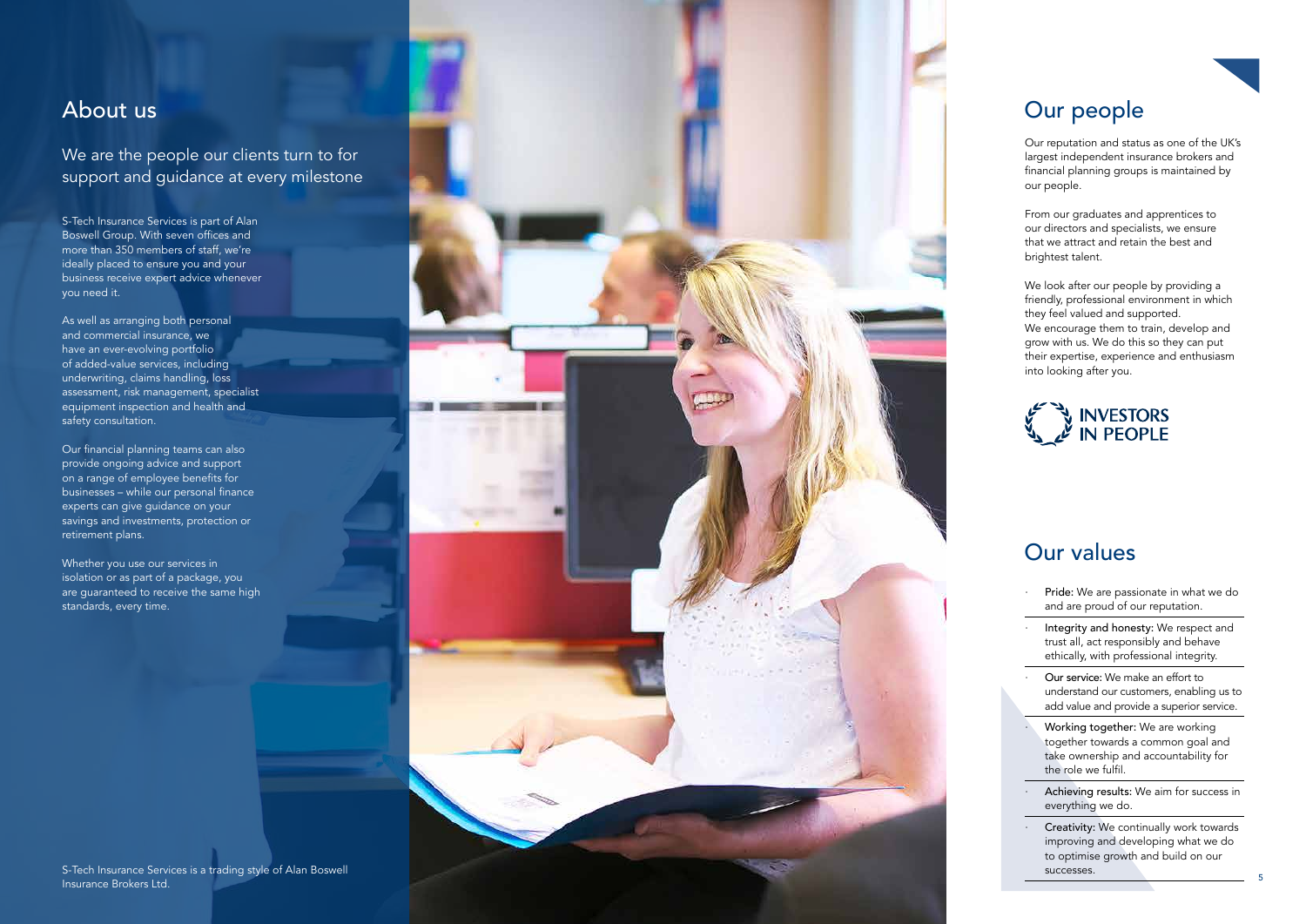## About us

### We are the people our clients turn to for support and guidance at every milestone

S-Tech Insurance Services is part of Alan Boswell Group. With seven offices and more than 350 members of staff, we're ideally placed to ensure you and your business receive expert advice whenever you need it.

As well as arranging both personal and commercial insurance, we have an ever-evolving portfolio of added-value services, including underwriting, claims handling, loss assessment, risk management, specialist equipment inspection and health and safety consultation.

Our financial planning teams can also provide ongoing advice and support on a range of employee benefits for businesses – while our personal finance experts can give guidance on your savings and investments, protection or retirement plans.

Whether you use our services in isolation or as part of a package, you are guaranteed to receive the same high standards, every time.

S-Tech Insurance Services is a trading style of Alan Boswell Insurance Brokers Ltd.

## Our people

Our reputation and status as one of the UK's largest independent insurance brokers and financial planning groups is maintained by our people.

From our graduates and apprentices to our directors and specialists, we ensure that we attract and retain the best and brightest talent.

We look after our people by providing a friendly, professional environment in which they feel valued and supported. We encourage them to train, develop and grow with us. We do this so they can put their expertise, experience and enthusiasm into looking after you.

INVESTORS IN PEOPLE

## Our values

- **Pride:** We are passionate in what we do and are proud of our reputation.
- **Integrity and honesty:** We respect and trust all, act responsibly and behave ethically, with professional integrity.
- **Our service:** We make an effort to understand our customers, enabling us to add value and provide a superior service.
- **Working together:** We are working together towards a common goal and take ownership and accountability for the role we fulfil.
- **Achieving results:** We aim for success in everything we do.
- **Creativity:** We continually work towards improving and developing what we do to optimise growth and build on our successes.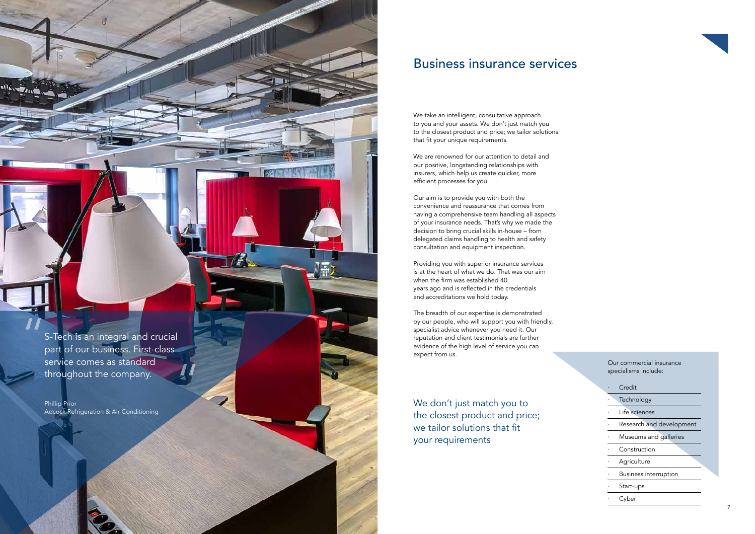# Business insurance services

We take an intelligent, consultative approach to you and your assets. We don't just match you to the closest product and price; we tailor solutions that fit your unique requirements.

We are renowned for our attention to detail and our positive, longstanding relationships with insurers, which help us create quicker, more efficient processes for you.

Our aim is to provide you with both the convenience and reassurance that comes from having a comprehensive team handling all aspects of your insurance needs. That's why we made the decision to bring crucial skills in-house – from delegated claims handling to health and safety consultation and equipment inspection.

Providing you with superior insurance services is at the heart of what we do. That was our aim when the firm was established 40 years ago and is reflected in the credentials and accreditations we hold today.

The breadth of our expertise is demonstrated by our people, who will support you with friendly, specialist advice whenever you need it. Our reputation and client testimonials are further evidence of the high level of service you can expect from us.

> We don't just match you to the closest product and price; we tailor solutions that fit your requirements

> "S-Tech is an integral and crucial part of our business. First-class service comes as standard throughout the company."
>
> Phillip Prior
> Adcock Refrigeration & Air Conditioning

Our commercial insurance specialisms include:

- Credit
- Technology
- Life sciences
- Research and development
- Museums and galleries
- Construction
- Agriculture
- Business interruption
- Start-ups
- Cyber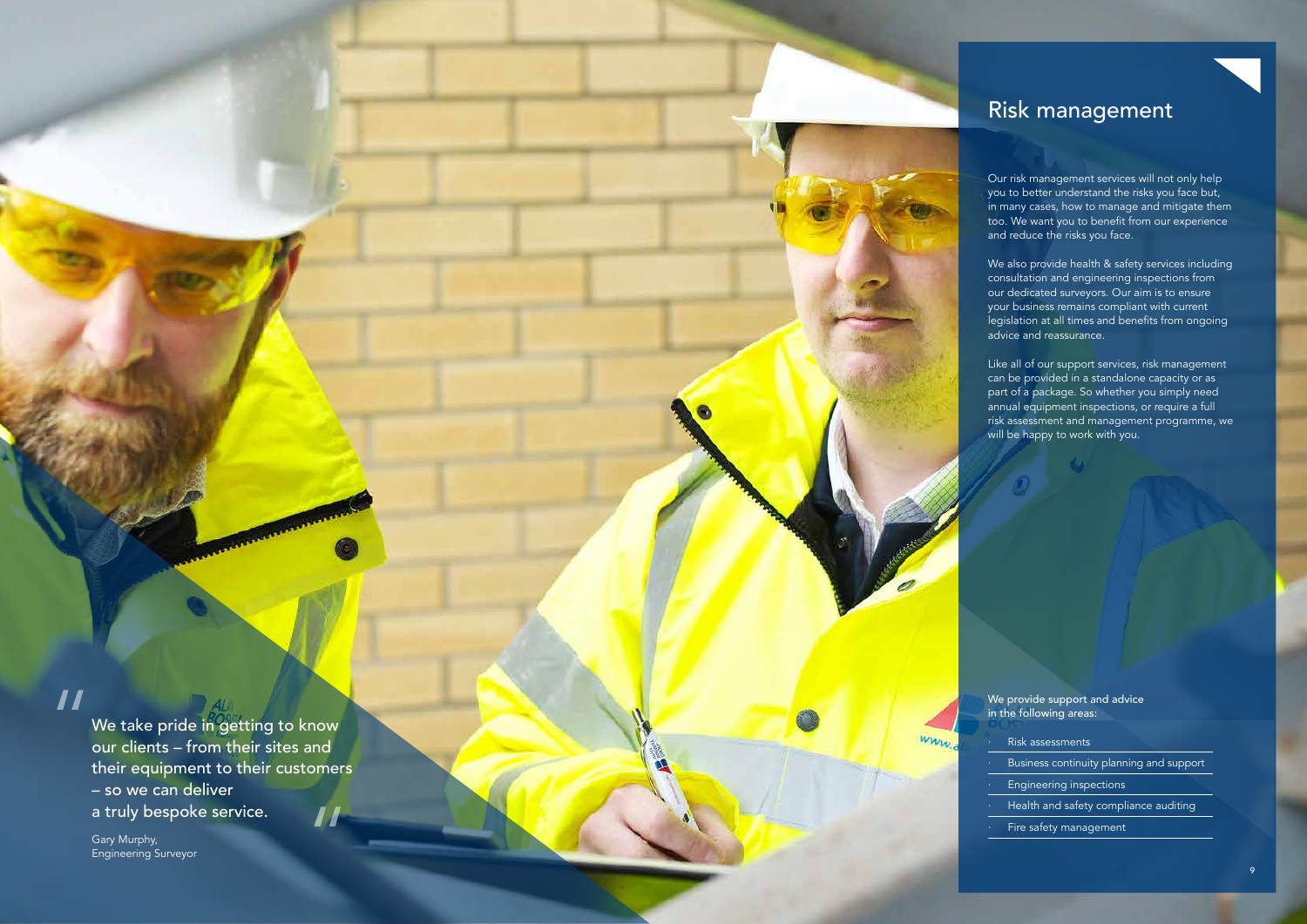## Risk management

Our risk management services will not only help you to better understand the risks you face but, in many cases, how to manage and mitigate them too. We want you to benefit from our experience and reduce the risks you face.

We also provide health & safety services including consultation and engineering inspections from our dedicated surveyors. Our aim is to ensure your business remains compliant with current legislation at all times and benefits from ongoing advice and reassurance.

Like all of our support services, risk management can be provided in a standalone capacity or as part of a package. So whether you simply need annual equipment inspections, or require a full risk assessment and management programme, we will be happy to work with you.

We provide support and advice in the following areas:

- Risk assessments
- Business continuity planning and support
- Engineering inspections
- Health and safety compliance auditing
- Fire safety management

> "We take pride in getting to know our clients – from their sites and their equipment to their customers – so we can deliver a truly bespoke service."
>
> Gary Murphy,
> Engineering Surveyor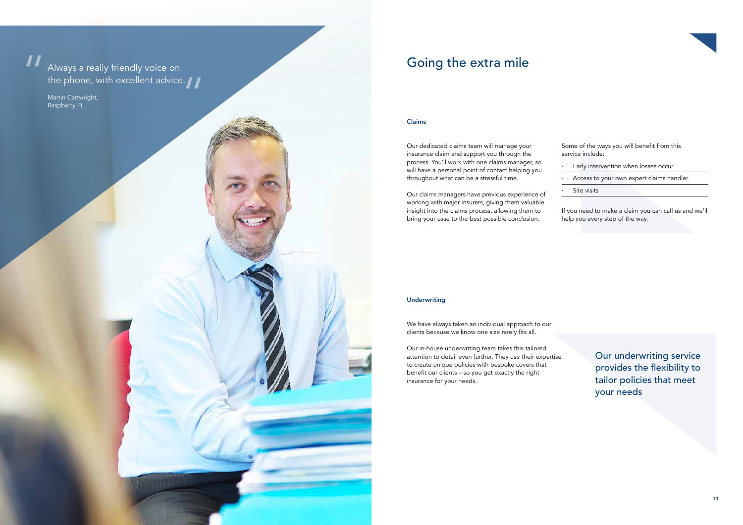> Always a really friendly voice on the phone, with excellent advice.
>
> Martin Cartwright, Raspberry Pi

# Going the extra mile

### Claims

Our dedicated claims team will manage your insurance claim and support you through the process. You'll work with one claims manager, so will have a personal point of contact helping you throughout what can be a stressful time.

Our claims managers have previous experience of working with major insurers, giving them valuable insight into the claims process, allowing them to bring your case to the best possible conclusion.

Some of the ways you will benefit from this service include:

- Early intervention when losses occur
- Access to your own expert claims handler
- Site visits

If you need to make a claim you can call us and we'll help you every step of the way.

### Underwriting

We have always taken an individual approach to our clients because we know one size rarely fits all.

Our in-house underwriting team takes this tailored attention to detail even further. They use their expertise to create unique policies with bespoke covers that benefit our clients – so you get exactly the right insurance for your needs.

> Our underwriting service provides the flexibility to tailor policies that meet your needs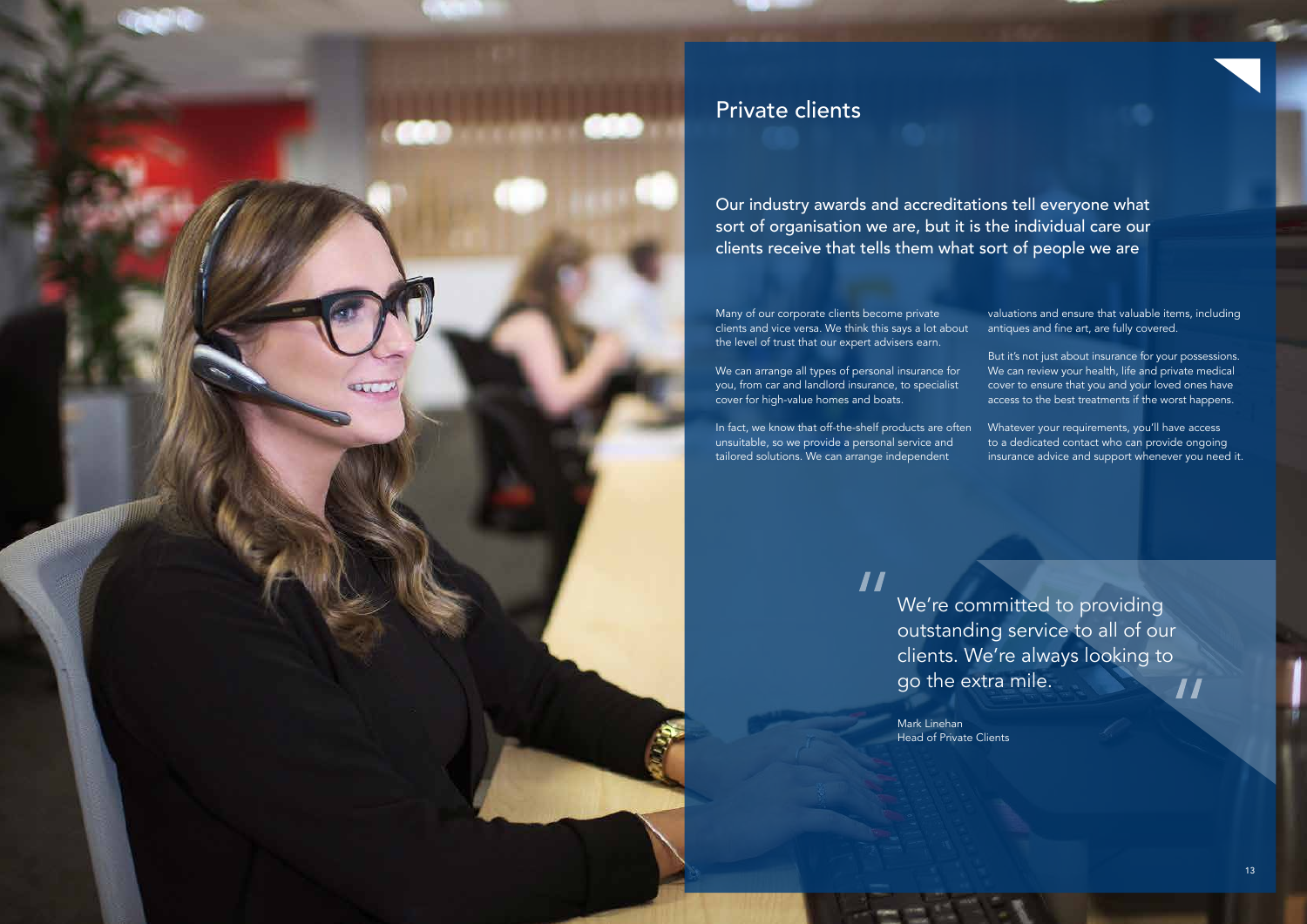# Private clients

## Our industry awards and accreditations tell everyone what sort of organisation we are, but it is the individual care our clients receive that tells them what sort of people we are

Many of our corporate clients become private clients and vice versa. We think this says a lot about the level of trust that our expert advisers earn.

We can arrange all types of personal insurance for you, from car and landlord insurance, to specialist cover for high-value homes and boats.

In fact, we know that off-the-shelf products are often unsuitable, so we provide a personal service and tailored solutions. We can arrange independent valuations and ensure that valuable items, including antiques and fine art, are fully covered.

But it's not just about insurance for your possessions. We can review your health, life and private medical cover to ensure that you and your loved ones have access to the best treatments if the worst happens.

Whatever your requirements, you'll have access to a dedicated contact who can provide ongoing insurance advice and support whenever you need it.

> "We're committed to providing outstanding service to all of our clients. We're always looking to go the extra mile."
>
> Mark Linehan
> Head of Private Clients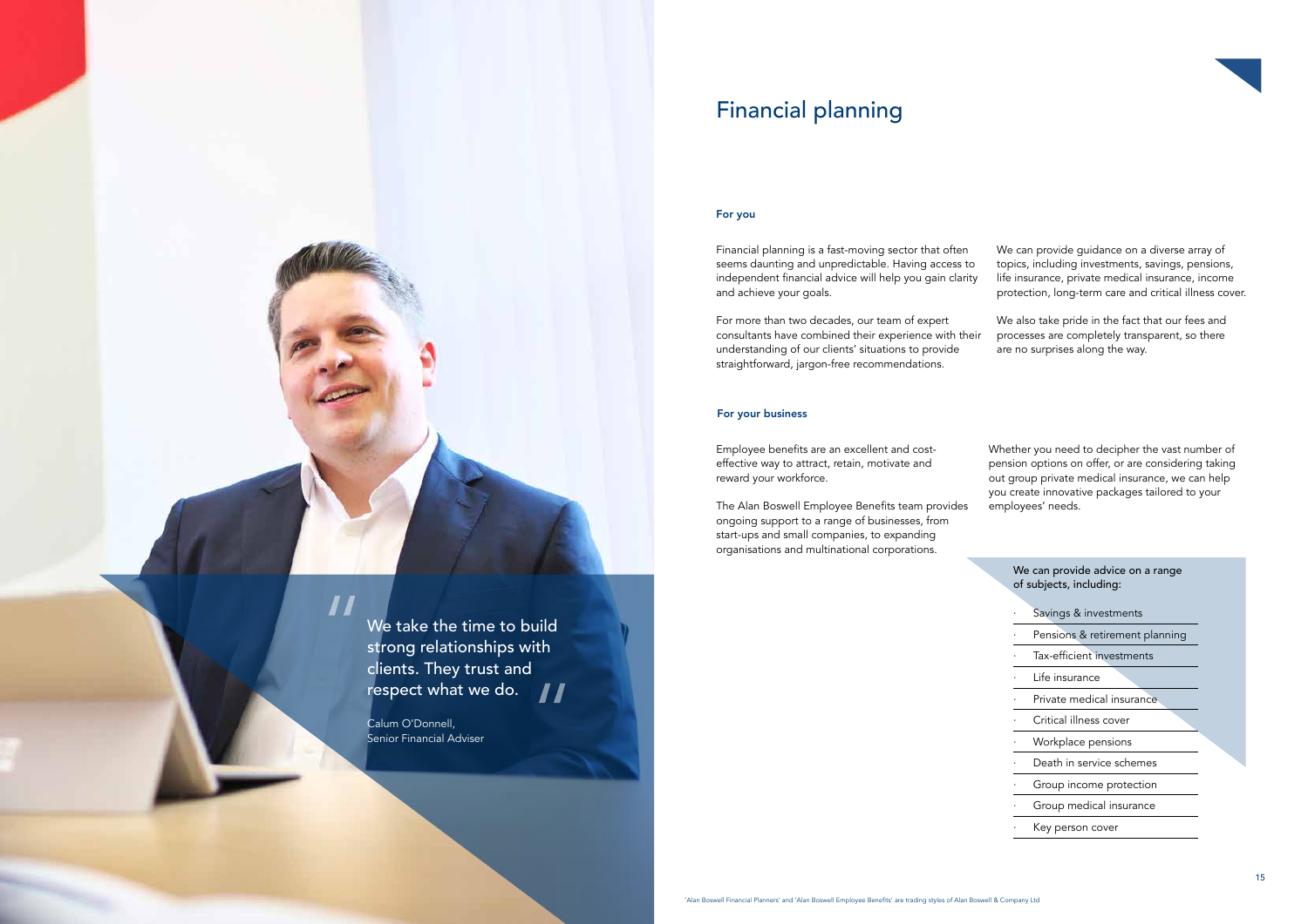# Financial planning

### For you

Financial planning is a fast-moving sector that often seems daunting and unpredictable. Having access to independent financial advice will help you gain clarity and achieve your goals.

For more than two decades, our team of expert consultants have combined their experience with their understanding of our clients' situations to provide straightforward, jargon-free recommendations.

We can provide guidance on a diverse array of topics, including investments, savings, pensions, life insurance, private medical insurance, income protection, long-term care and critical illness cover.

We also take pride in the fact that our fees and processes are completely transparent, so there are no surprises along the way.

### For your business

Employee benefits are an excellent and cost-effective way to attract, retain, motivate and reward your workforce.

The Alan Boswell Employee Benefits team provides ongoing support to a range of businesses, from start-ups and small companies, to expanding organisations and multinational corporations.

Whether you need to decipher the vast number of pension options on offer, or are considering taking out group private medical insurance, we can help you create innovative packages tailored to your employees' needs.

We can provide advice on a range of subjects, including:

- Savings & investments
- Pensions & retirement planning
- Tax-efficient investments
- Life insurance
- Private medical insurance
- Critical illness cover
- Workplace pensions
- Death in service schemes
- Group income protection
- Group medical insurance
- Key person cover

> "We take the time to build strong relationships with clients. They trust and respect what we do."
>
> Calum O'Donnell,
> Senior Financial Adviser

'Alan Boswell Financial Planners' and 'Alan Boswell Employee Benefits' are trading styles of Alan Boswell & Company Ltd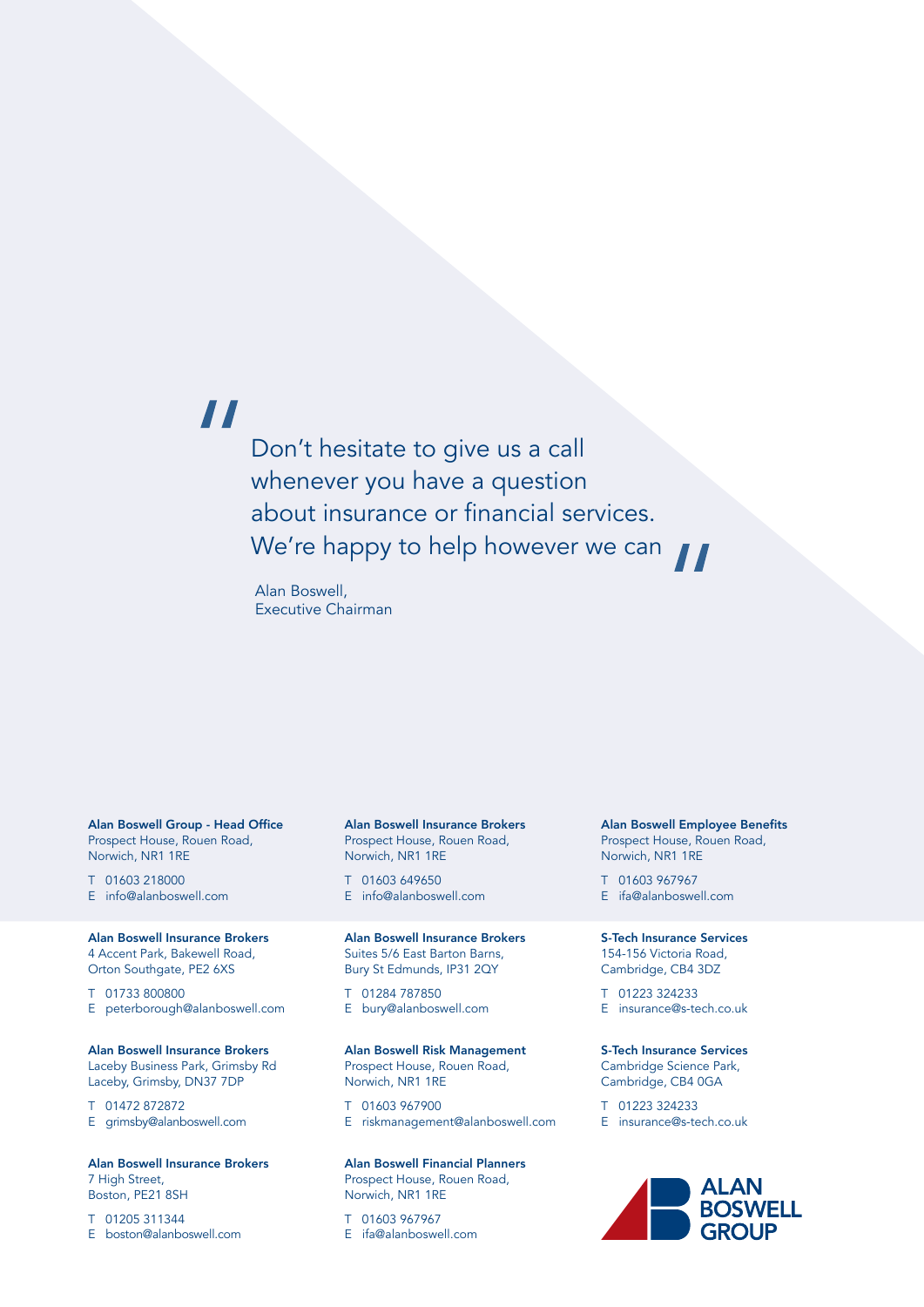> "Don't hesitate to give us a call whenever you have a question about insurance or financial services. We're happy to help however we can"

Alan Boswell,
Executive Chairman

**Alan Boswell Group - Head Office**
Prospect House, Rouen Road,
Norwich, NR1 1RE

T 01603 218000
E info@alanboswell.com

**Alan Boswell Insurance Brokers**
4 Accent Park, Bakewell Road,
Orton Southgate, PE2 6XS

T 01733 800800
E peterborough@alanboswell.com

**Alan Boswell Insurance Brokers**
Laceby Business Park, Grimsby Rd
Laceby, Grimsby, DN37 7DP

T 01472 872872
E grimsby@alanboswell.com

**Alan Boswell Insurance Brokers**
7 High Street,
Boston, PE21 8SH

T 01205 311344
E boston@alanboswell.com

**Alan Boswell Insurance Brokers**
Prospect House, Rouen Road,
Norwich, NR1 1RE

T 01603 649650
E info@alanboswell.com

**Alan Boswell Insurance Brokers**
Suites 5/6 East Barton Barns,
Bury St Edmunds, IP31 2QY

T 01284 787850
E bury@alanboswell.com

**Alan Boswell Risk Management**
Prospect House, Rouen Road,
Norwich, NR1 1RE

T 01603 967900
E riskmanagement@alanboswell.com

**Alan Boswell Financial Planners**
Prospect House, Rouen Road,
Norwich, NR1 1RE

T 01603 967967
E ifa@alanboswell.com

**Alan Boswell Employee Benefits**
Prospect House, Rouen Road,
Norwich, NR1 1RE

T 01603 967967
E ifa@alanboswell.com

**S-Tech Insurance Services**
154-156 Victoria Road,
Cambridge, CB4 3DZ

T 01223 324233
E insurance@s-tech.co.uk

**S-Tech Insurance Services**
Cambridge Science Park,
Cambridge, CB4 0GA

T 01223 324233
E insurance@s-tech.co.uk

ALAN BOSWELL GROUP